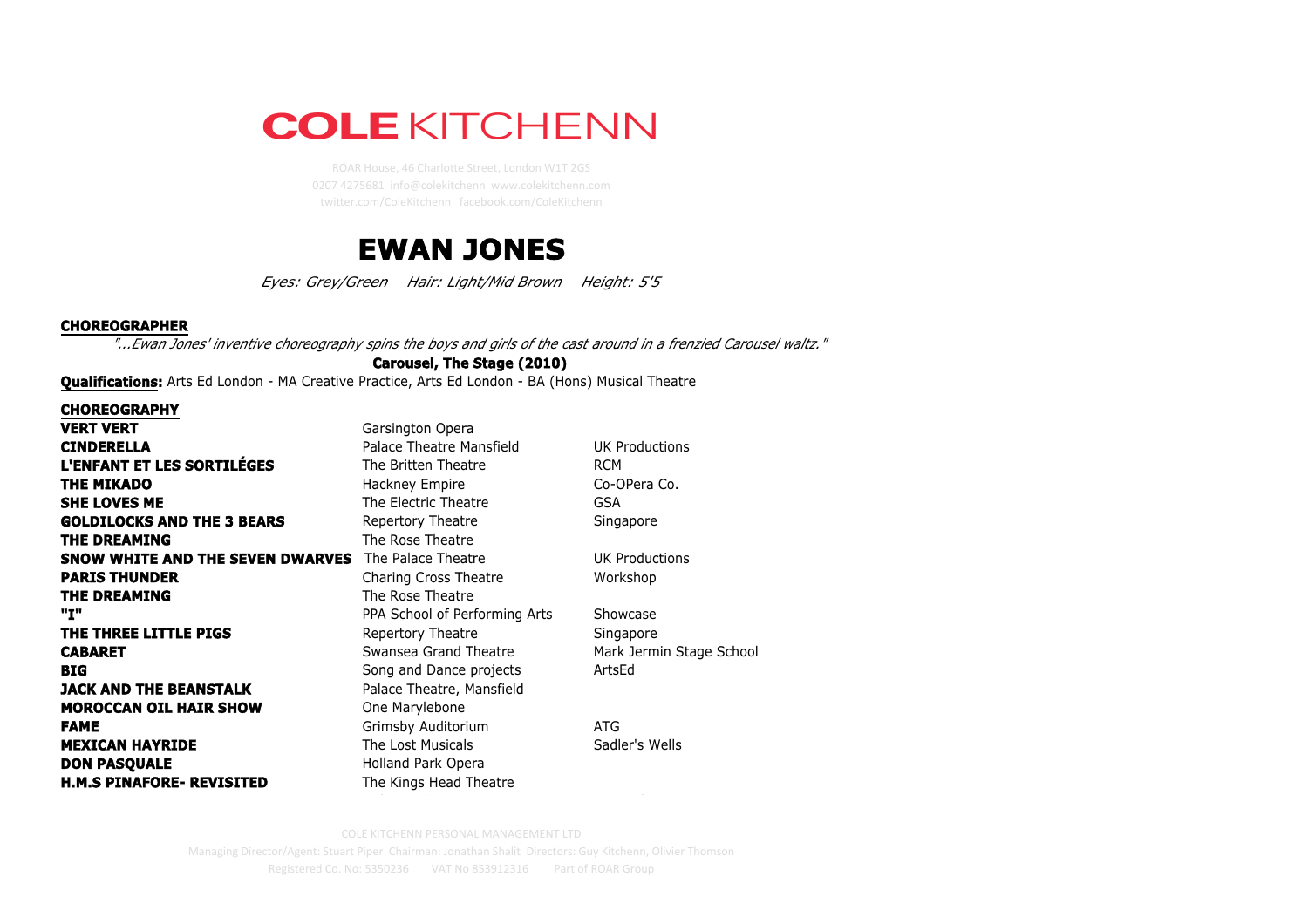# COLE KITCHENN

ROAR House, 46 Charlotte Street, London W1T 2GS
0207 4275681 info@colekitchenn www.colekitchenn.com
twitter.com/ColeKitchenn facebook.com/ColeKitchenn

## EWAN JONES

*Eyes: Grey/Green Hair: Light/Mid Brown Height: 5'5*

**CHOREOGRAPHER**

*"...Ewan Jones' inventive choreography spins the boys and girls of the cast around in a frenzied Carousel waltz."*

**Carousel, The Stage (2010)**

**Qualifications:** Arts Ed London - MA Creative Practice, Arts Ed London - BA (Hons) Musical Theatre

**CHOREOGRAPHY**

| | | |
|---|---|---|
| **VERT VERT** | Garsington Opera | |
| **CINDERELLA** | Palace Theatre Mansfield | UK Productions |
| **L'ENFANT ET LES SORTILÉGES** | The Britten Theatre | RCM |
| **THE MIKADO** | Hackney Empire | Co-OPera Co. |
| **SHE LOVES ME** | The Electric Theatre | GSA |
| **GOLDILOCKS AND THE 3 BEARS** | Repertory Theatre | Singapore |
| **THE DREAMING** | The Rose Theatre | |
| **SNOW WHITE AND THE SEVEN DWARVES** | The Palace Theatre | UK Productions |
| **PARIS THUNDER** | Charing Cross Theatre | Workshop |
| **THE DREAMING** | The Rose Theatre | |
| **"I"** | PPA School of Performing Arts | Showcase |
| **THE THREE LITTLE PIGS** | Repertory Theatre | Singapore |
| **CABARET** | Swansea Grand Theatre | Mark Jermin Stage School |
| **BIG** | Song and Dance projects | ArtsEd |
| **JACK AND THE BEANSTALK** | Palace Theatre, Mansfield | |
| **MOROCCAN OIL HAIR SHOW** | One Marylebone | |
| **FAME** | Grimsby Auditorium | ATG |
| **MEXICAN HAYRIDE** | The Lost Musicals | Sadler's Wells |
| **DON PASQUALE** | Holland Park Opera | |
| **H.M.S PINAFORE- REVISITED** | The Kings Head Theatre | |

COLE KITCHENN PERSONAL MANAGEMENT LTD
Managing Director/Agent: Stuart Piper Chairman: Jonathan Shalit Directors: Guy Kitchenn, Olivier Thomson
Registered Co. No: 5350236 VAT No 853912316 Part of ROAR Group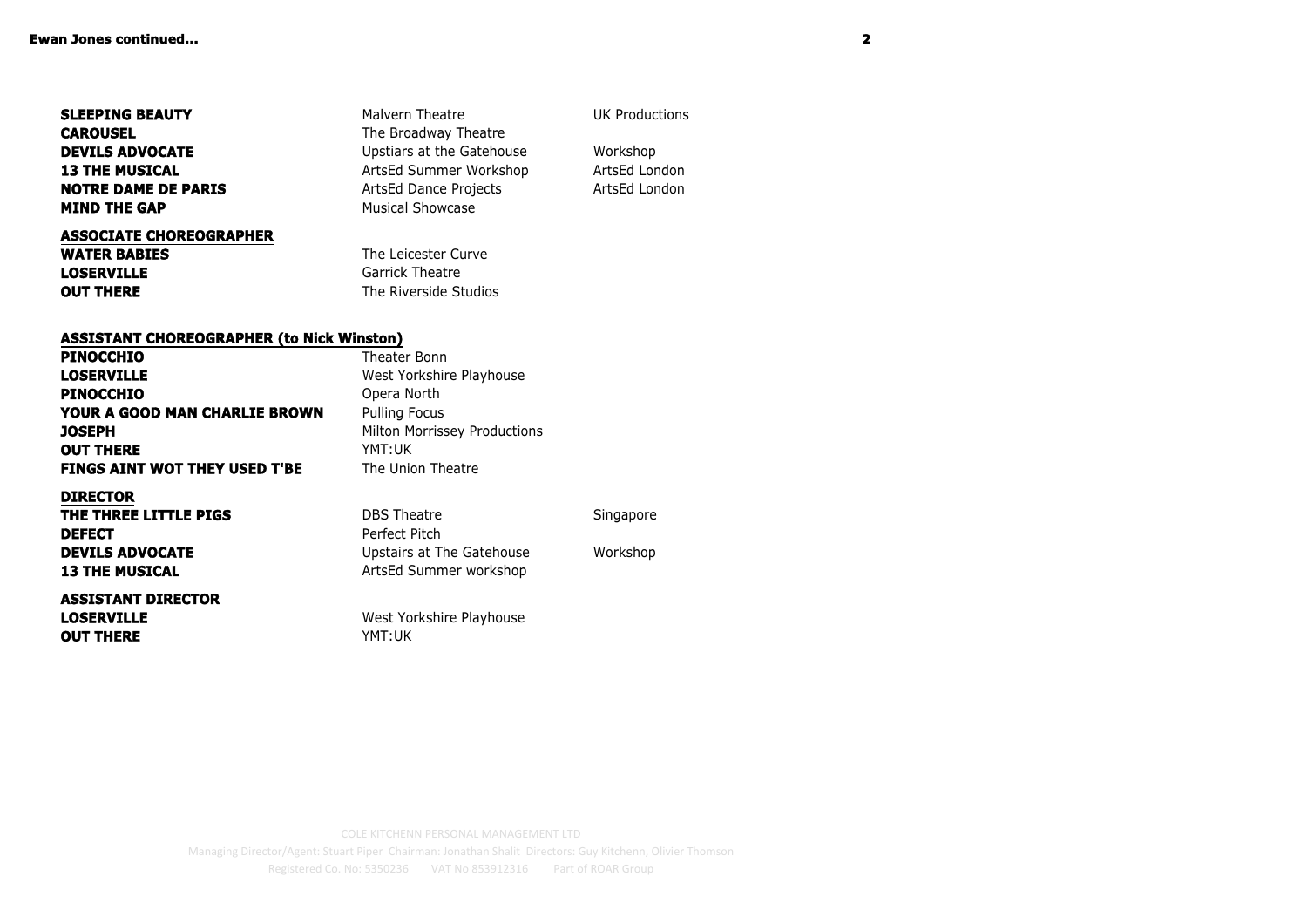| | | |
|---|---|---|
| **SLEEPING BEAUTY** | Malvern Theatre | UK Productions |
| **CAROUSEL** | The Broadway Theatre | |
| **DEVILS ADVOCATE** | Upstiars at the Gatehouse | Workshop |
| **13 THE MUSICAL** | ArtsEd Summer Workshop | ArtsEd London |
| **NOTRE DAME DE PARIS** | ArtsEd Dance Projects | ArtsEd London |
| **MIND THE GAP** | Musical Showcase | |

**ASSOCIATE CHOREOGRAPHER**

| | |
|---|---|
| **WATER BABIES** | The Leicester Curve |
| **LOSERVILLE** | Garrick Theatre |
| **OUT THERE** | The Riverside Studios |

**ASSISTANT CHOREOGRAPHER (to Nick Winston)**

| | |
|---|---|
| **PINOCCHIO** | Theater Bonn |
| **LOSERVILLE** | West Yorkshire Playhouse |
| **PINOCCHIO** | Opera North |
| **YOUR A GOOD MAN CHARLIE BROWN** | Pulling Focus |
| **JOSEPH** | Milton Morrissey Productions |
| **OUT THERE** | YMT:UK |
| **FINGS AINT WOT THEY USED T'BE** | The Union Theatre |

**DIRECTOR**

| | | |
|---|---|---|
| **THE THREE LITTLE PIGS** | DBS Theatre | Singapore |
| **DEFECT** | Perfect Pitch | |
| **DEVILS ADVOCATE** | Upstairs at The Gatehouse | Workshop |
| **13 THE MUSICAL** | ArtsEd Summer workshop | |

**ASSISTANT DIRECTOR**

| | |
|---|---|
| **LOSERVILLE** | West Yorkshire Playhouse |
| **OUT THERE** | YMT:UK |

COLE KITCHENN PERSONAL MANAGEMENT LTD
Managing Director/Agent: Stuart Piper Chairman: Jonathan Shalit Directors: Guy Kitchenn, Olivier Thomson
Registered Co. No: 5350236 VAT No 853912316 Part of ROAR Group